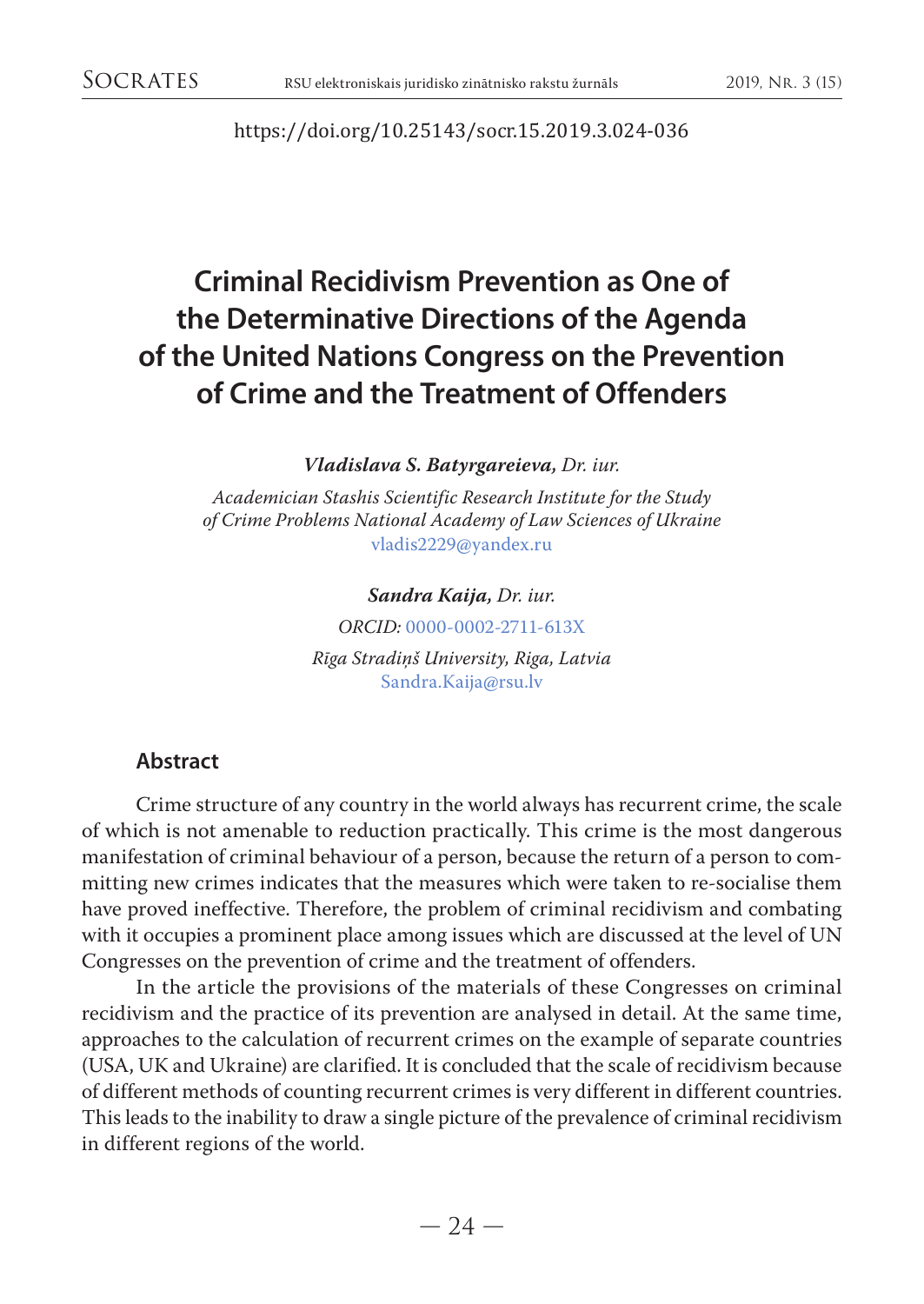https://doi.org/10.25143/socr.15.2019.3.024-036

# Criminal Recidivism Prevention as One of the Determinative Directions of the Agenda of the United Nations Congress on the Prevention of Crime and the Treatment of Offenders

***Vladislava S. Batyrgareieva,*** *Dr. iur.*

*Academician Stashis Scientific Research Institute for the Study of Crime Problems National Academy of Law Sciences of Ukraine*
vladis2229@yandex.ru

***Sandra Kaija,*** *Dr. iur.*

*ORCID:* 0000-0002-2711-613X

*Rīga Stradiņš University, Riga, Latvia*
Sandra.Kaija@rsu.lv

## Abstract

Crime structure of any country in the world always has recurrent crime, the scale of which is not amenable to reduction practically. This crime is the most dangerous manifestation of criminal behaviour of a person, because the return of a person to committing new crimes indicates that the measures which were taken to re-socialise them have proved ineffective. Therefore, the problem of criminal recidivism and combating with it occupies a prominent place among issues which are discussed at the level of UN Congresses on the prevention of crime and the treatment of offenders.

In the article the provisions of the materials of these Congresses on criminal recidivism and the practice of its prevention are analysed in detail. At the same time, approaches to the calculation of recurrent crimes on the example of separate countries (USA, UK and Ukraine) are clarified. It is concluded that the scale of recidivism because of different methods of counting recurrent crimes is very different in different countries. This leads to the inability to draw a single picture of the prevalence of criminal recidivism in different regions of the world.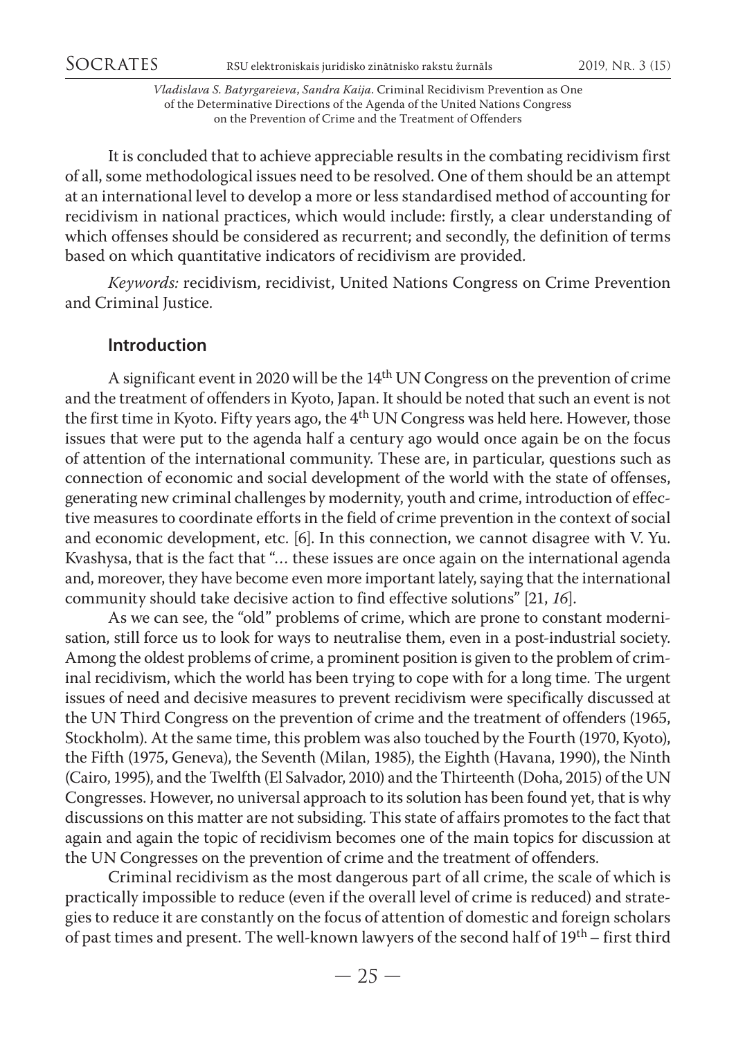It is concluded that to achieve appreciable results in the combating recidivism first of all, some methodological issues need to be resolved. One of them should be an attempt at an international level to develop a more or less standardised method of accounting for recidivism in national practices, which would include: firstly, a clear understanding of which offenses should be considered as recurrent; and secondly, the definition of terms based on which quantitative indicators of recidivism are provided.

*Keywords:* recidivism, recidivist, United Nations Congress on Crime Prevention and Criminal Justice.

## Introduction

A significant event in 2020 will be the 14th UN Congress on the prevention of crime and the treatment of offenders in Kyoto, Japan. It should be noted that such an event is not the first time in Kyoto. Fifty years ago, the 4th UN Congress was held here. However, those issues that were put to the agenda half a century ago would once again be on the focus of attention of the international community. These are, in particular, questions such as connection of economic and social development of the world with the state of offenses, generating new criminal challenges by modernity, youth and crime, introduction of effective measures to coordinate efforts in the field of crime prevention in the context of social and economic development, etc. [6]. In this connection, we cannot disagree with V. Yu. Kvashysa, that is the fact that "… these issues are once again on the international agenda and, moreover, they have become even more important lately, saying that the international community should take decisive action to find effective solutions" [21, *16*].

As we can see, the "old" problems of crime, which are prone to constant modernisation, still force us to look for ways to neutralise them, even in a post-industrial society. Among the oldest problems of crime, a prominent position is given to the problem of criminal recidivism, which the world has been trying to cope with for a long time. The urgent issues of need and decisive measures to prevent recidivism were specifically discussed at the UN Third Congress on the prevention of crime and the treatment of offenders (1965, Stockholm). At the same time, this problem was also touched by the Fourth (1970, Kyoto), the Fifth (1975, Geneva), the Seventh (Milan, 1985), the Eighth (Havana, 1990), the Ninth (Cairo, 1995), and the Twelfth (El Salvador, 2010) and the Thirteenth (Doha, 2015) of the UN Congresses. However, no universal approach to its solution has been found yet, that is why discussions on this matter are not subsiding. This state of affairs promotes to the fact that again and again the topic of recidivism becomes one of the main topics for discussion at the UN Congresses on the prevention of crime and the treatment of offenders.

Criminal recidivism as the most dangerous part of all crime, the scale of which is practically impossible to reduce (even if the overall level of crime is reduced) and strategies to reduce it are constantly on the focus of attention of domestic and foreign scholars of past times and present. The well-known lawyers of the second half of 19th – first third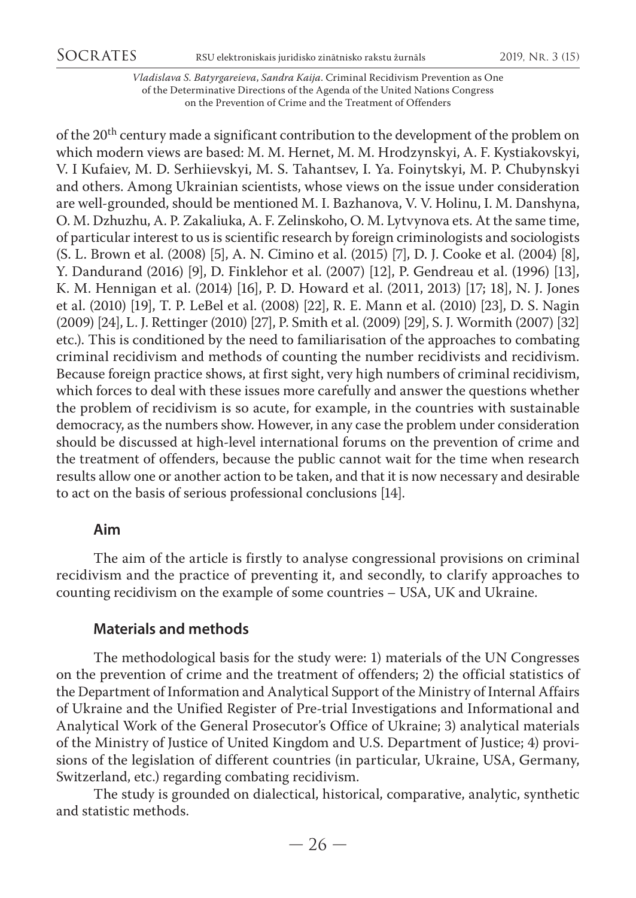of the 20th century made a significant contribution to the development of the problem on which modern views are based: M. M. Hernet, M. M. Hrodzynskyi, A. F. Kystiakovskyi, V. I Kufaiev, M. D. Serhiievskyi, M. S. Tahantsev, I. Ya. Foinytskyi, M. P. Chubynskyi and others. Among Ukrainian scientists, whose views on the issue under consideration are well-grounded, should be mentioned M. I. Bazhanova, V. V. Holinu, I. M. Danshyna, O. M. Dzhuzhu, A. P. Zakaliuka, A. F. Zelinskoho, O. M. Lytvynova ets. At the same time, of particular interest to us is scientific research by foreign criminologists and sociologists (S. L. Brown et al. (2008) [5], A. N. Cimino et al. (2015) [7], D. J. Cooke et al. (2004) [8], Y. Dandurand (2016) [9], D. Finklehor et al. (2007) [12], P. Gendreau et al. (1996) [13], K. M. Hennigan et al. (2014) [16], P. D. Howard et al. (2011, 2013) [17; 18], N. J. Jones et al. (2010) [19], T. P. LeBel et al. (2008) [22], R. E. Mann et al. (2010) [23], D. S. Nagin (2009) [24], L. J. Rettinger (2010) [27], P. Smith et al. (2009) [29], S. J. Wormith (2007) [32] etc.). This is conditioned by the need to familiarisation of the approaches to combating criminal recidivism and methods of counting the number recidivists and recidivism. Because foreign practice shows, at first sight, very high numbers of criminal recidivism, which forces to deal with these issues more carefully and answer the questions whether the problem of recidivism is so acute, for example, in the countries with sustainable democracy, as the numbers show. However, in any case the problem under consideration should be discussed at high-level international forums on the prevention of crime and the treatment of offenders, because the public cannot wait for the time when research results allow one or another action to be taken, and that it is now necessary and desirable to act on the basis of serious professional conclusions [14].

## Aim

The aim of the article is firstly to analyse congressional provisions on criminal recidivism and the practice of preventing it, and secondly, to clarify approaches to counting recidivism on the example of some countries – USA, UK and Ukraine.

## Materials and methods

The methodological basis for the study were: 1) materials of the UN Congresses on the prevention of crime and the treatment of offenders; 2) the official statistics of the Department of Information and Analytical Support of the Ministry of Internal Affairs of Ukraine and the Unified Register of Pre-trial Investigations and Informational and Analytical Work of the General Prosecutor's Office of Ukraine; 3) analytical materials of the Ministry of Justice of United Kingdom and U.S. Department of Justice; 4) provisions of the legislation of different countries (in particular, Ukraine, USA, Germany, Switzerland, etc.) regarding combating recidivism.

The study is grounded on dialectical, historical, comparative, analytic, synthetic and statistic methods.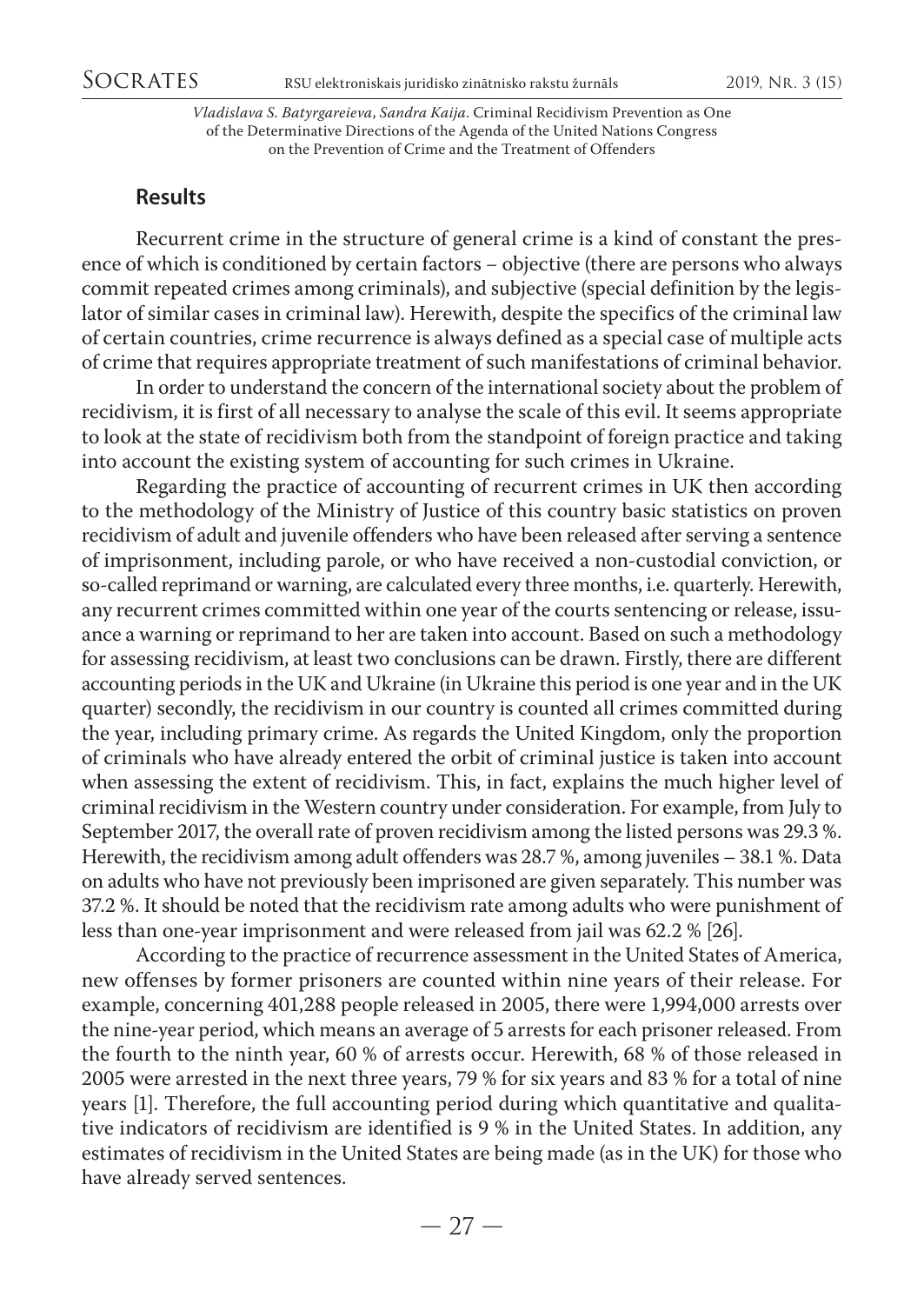## Results

Recurrent crime in the structure of general crime is a kind of constant the presence of which is conditioned by certain factors – objective (there are persons who always commit repeated crimes among criminals), and subjective (special definition by the legislator of similar cases in criminal law). Herewith, despite the specifics of the criminal law of certain countries, crime recurrence is always defined as a special case of multiple acts of crime that requires appropriate treatment of such manifestations of criminal behavior.

In order to understand the concern of the international society about the problem of recidivism, it is first of all necessary to analyse the scale of this evil. It seems appropriate to look at the state of recidivism both from the standpoint of foreign practice and taking into account the existing system of accounting for such crimes in Ukraine.

Regarding the practice of accounting of recurrent crimes in UK then according to the methodology of the Ministry of Justice of this country basic statistics on proven recidivism of adult and juvenile offenders who have been released after serving a sentence of imprisonment, including parole, or who have received a non-custodial conviction, or so-called reprimand or warning, are calculated every three months, i.e. quarterly. Herewith, any recurrent crimes committed within one year of the courts sentencing or release, issuance a warning or reprimand to her are taken into account. Based on such a methodology for assessing recidivism, at least two conclusions can be drawn. Firstly, there are different accounting periods in the UK and Ukraine (in Ukraine this period is one year and in the UK quarter) secondly, the recidivism in our country is counted all crimes committed during the year, including primary crime. As regards the United Kingdom, only the proportion of criminals who have already entered the orbit of criminal justice is taken into account when assessing the extent of recidivism. This, in fact, explains the much higher level of criminal recidivism in the Western country under consideration. For example, from July to September 2017, the overall rate of proven recidivism among the listed persons was 29.3 %. Herewith, the recidivism among adult offenders was 28.7 %, among juveniles – 38.1 %. Data on adults who have not previously been imprisoned are given separately. This number was 37.2 %. It should be noted that the recidivism rate among adults who were punishment of less than one-year imprisonment and were released from jail was 62.2 % [26].

According to the practice of recurrence assessment in the United States of America, new offenses by former prisoners are counted within nine years of their release. For example, concerning 401,288 people released in 2005, there were 1,994,000 arrests over the nine-year period, which means an average of 5 arrests for each prisoner released. From the fourth to the ninth year, 60 % of arrests occur. Herewith, 68 % of those released in 2005 were arrested in the next three years, 79 % for six years and 83 % for a total of nine years [1]. Therefore, the full accounting period during which quantitative and qualitative indicators of recidivism are identified is 9 % in the United States. In addition, any estimates of recidivism in the United States are being made (as in the UK) for those who have already served sentences.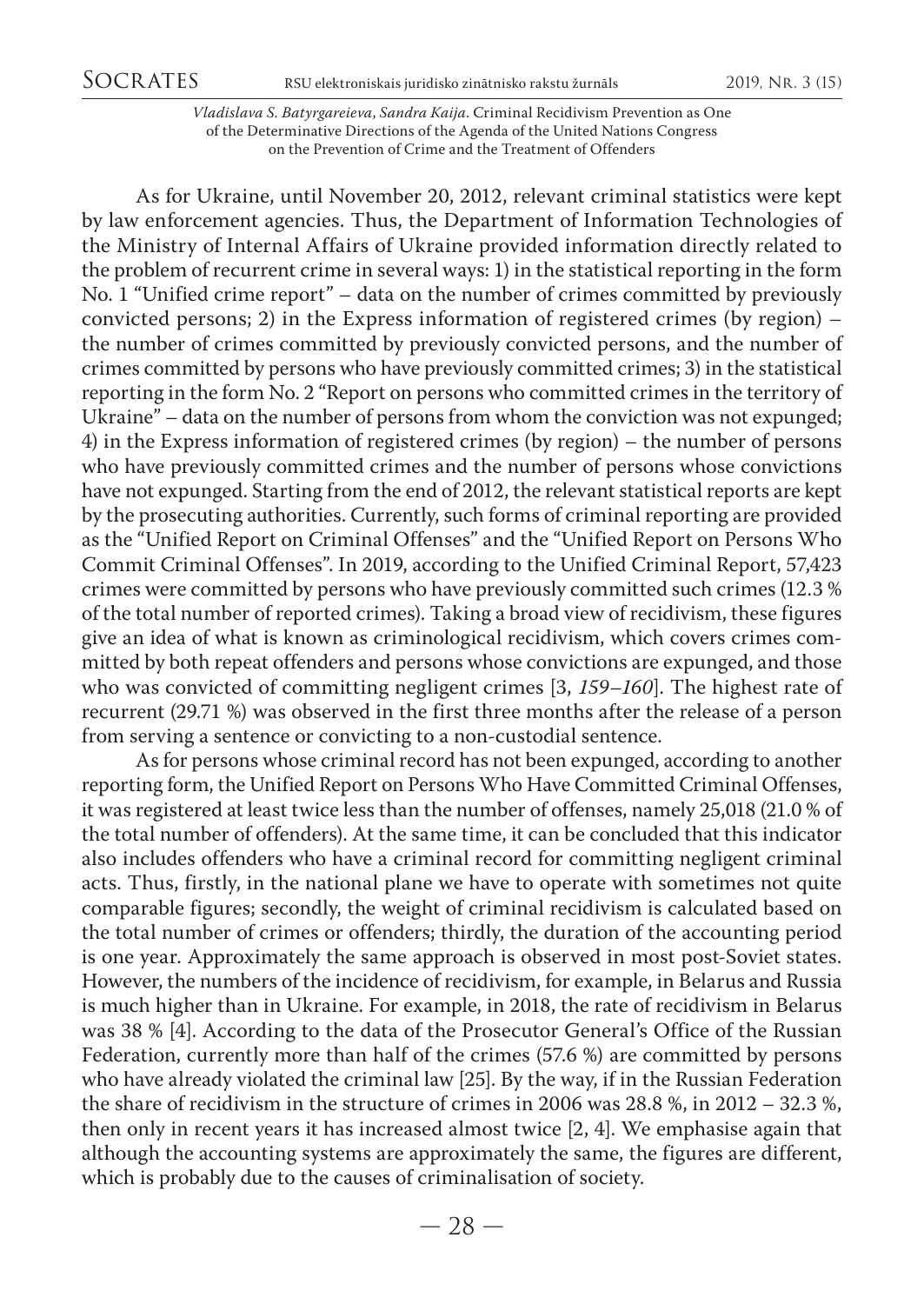As for Ukraine, until November 20, 2012, relevant criminal statistics were kept by law enforcement agencies. Thus, the Department of Information Technologies of the Ministry of Internal Affairs of Ukraine provided information directly related to the problem of recurrent crime in several ways: 1) in the statistical reporting in the form No. 1 "Unified crime report" – data on the number of crimes committed by previously convicted persons; 2) in the Express information of registered crimes (by region) – the number of crimes committed by previously convicted persons, and the number of crimes committed by persons who have previously committed crimes; 3) in the statistical reporting in the form No. 2 "Report on persons who committed crimes in the territory of Ukraine" – data on the number of persons from whom the conviction was not expunged; 4) in the Express information of registered crimes (by region) – the number of persons who have previously committed crimes and the number of persons whose convictions have not expunged. Starting from the end of 2012, the relevant statistical reports are kept by the prosecuting authorities. Currently, such forms of criminal reporting are provided as the "Unified Report on Criminal Offenses" and the "Unified Report on Persons Who Commit Criminal Offenses". In 2019, according to the Unified Criminal Report, 57,423 crimes were committed by persons who have previously committed such crimes (12.3 % of the total number of reported crimes). Taking a broad view of recidivism, these figures give an idea of what is known as criminological recidivism, which covers crimes committed by both repeat offenders and persons whose convictions are expunged, and those who was convicted of committing negligent crimes [3, *159–160*]. The highest rate of recurrent (29.71 %) was observed in the first three months after the release of a person from serving a sentence or convicting to a non-custodial sentence.

As for persons whose criminal record has not been expunged, according to another reporting form, the Unified Report on Persons Who Have Committed Criminal Offenses, it was registered at least twice less than the number of offenses, namely 25,018 (21.0 % of the total number of offenders). At the same time, it can be concluded that this indicator also includes offenders who have a criminal record for committing negligent criminal acts. Thus, firstly, in the national plane we have to operate with sometimes not quite comparable figures; secondly, the weight of criminal recidivism is calculated based on the total number of crimes or offenders; thirdly, the duration of the accounting period is one year. Approximately the same approach is observed in most post-Soviet states. However, the numbers of the incidence of recidivism, for example, in Belarus and Russia is much higher than in Ukraine. For example, in 2018, the rate of recidivism in Belarus was 38 % [4]. According to the data of the Prosecutor General's Office of the Russian Federation, currently more than half of the crimes (57.6 %) are committed by persons who have already violated the criminal law [25]. By the way, if in the Russian Federation the share of recidivism in the structure of crimes in 2006 was 28.8 %, in 2012 – 32.3 %, then only in recent years it has increased almost twice [2, 4]. We emphasise again that although the accounting systems are approximately the same, the figures are different, which is probably due to the causes of criminalisation of society.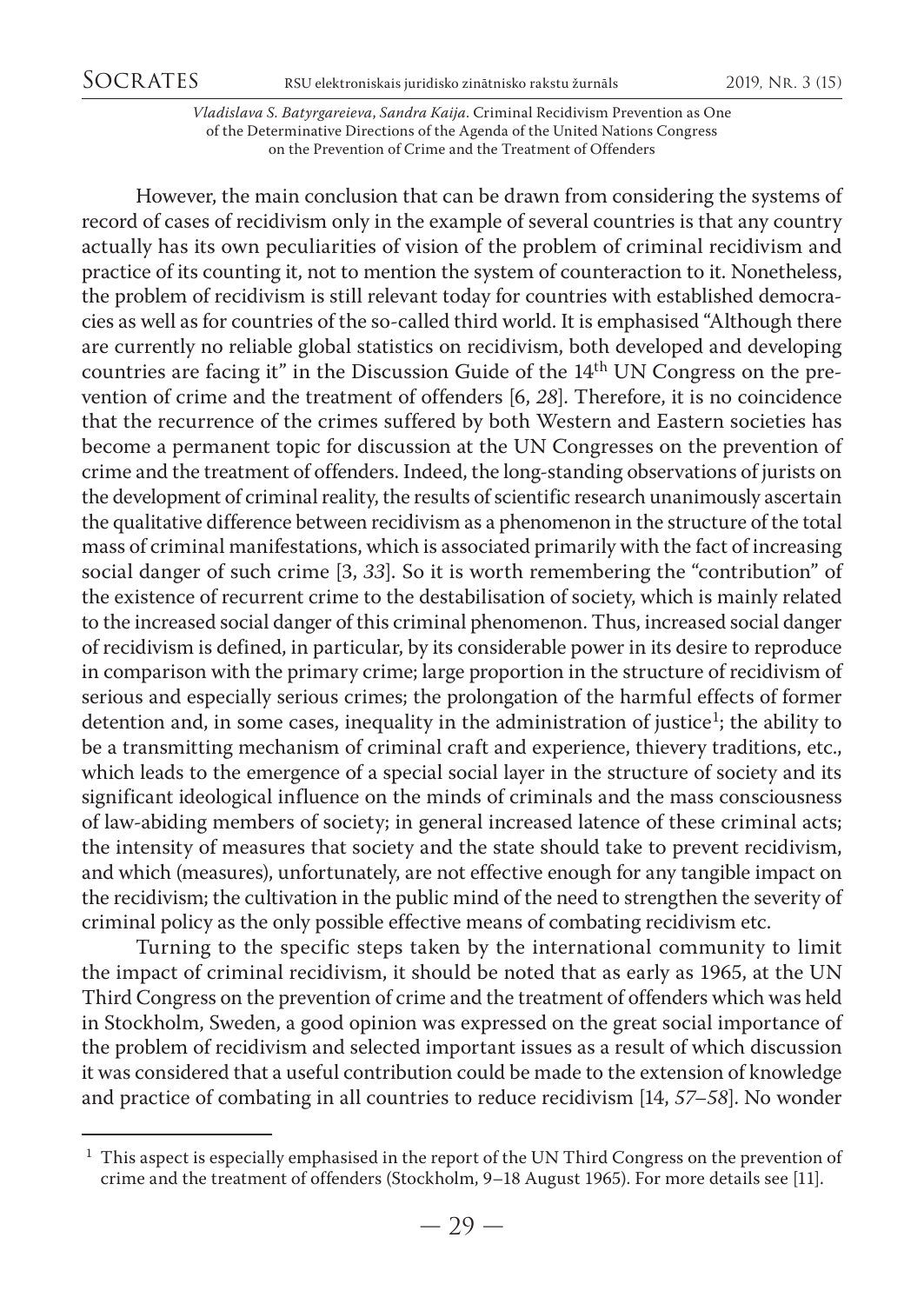However, the main conclusion that can be drawn from considering the systems of record of cases of recidivism only in the example of several countries is that any country actually has its own peculiarities of vision of the problem of criminal recidivism and practice of its counting it, not to mention the system of counteraction to it. Nonetheless, the problem of recidivism is still relevant today for countries with established democracies as well as for countries of the so-called third world. It is emphasised "Although there are currently no reliable global statistics on recidivism, both developed and developing countries are facing it" in the Discussion Guide of the 14th UN Congress on the prevention of crime and the treatment of offenders [6, *28*]. Therefore, it is no coincidence that the recurrence of the crimes suffered by both Western and Eastern societies has become a permanent topic for discussion at the UN Congresses on the prevention of crime and the treatment of offenders. Indeed, the long-standing observations of jurists on the development of criminal reality, the results of scientific research unanimously ascertain the qualitative difference between recidivism as a phenomenon in the structure of the total mass of criminal manifestations, which is associated primarily with the fact of increasing social danger of such crime [3, *33*]. So it is worth remembering the "contribution" of the existence of recurrent crime to the destabilisation of society, which is mainly related to the increased social danger of this criminal phenomenon. Thus, increased social danger of recidivism is defined, in particular, by its considerable power in its desire to reproduce in comparison with the primary crime; large proportion in the structure of recidivism of serious and especially serious crimes; the prolongation of the harmful effects of former detention and, in some cases, inequality in the administration of justice[1]; the ability to be a transmitting mechanism of criminal craft and experience, thievery traditions, etc., which leads to the emergence of a special social layer in the structure of society and its significant ideological influence on the minds of criminals and the mass consciousness of law-abiding members of society; in general increased latence of these criminal acts; the intensity of measures that society and the state should take to prevent recidivism, and which (measures), unfortunately, are not effective enough for any tangible impact on the recidivism; the cultivation in the public mind of the need to strengthen the severity of criminal policy as the only possible effective means of combating recidivism etc.

Turning to the specific steps taken by the international community to limit the impact of criminal recidivism, it should be noted that as early as 1965, at the UN Third Congress on the prevention of crime and the treatment of offenders which was held in Stockholm, Sweden, a good opinion was expressed on the great social importance of the problem of recidivism and selected important issues as a result of which discussion it was considered that a useful contribution could be made to the extension of knowledge and practice of combating in all countries to reduce recidivism [14, *57–58*]. No wonder

[1] This aspect is especially emphasised in the report of the UN Third Congress on the prevention of crime and the treatment of offenders (Stockholm, 9–18 August 1965). For more details see [11].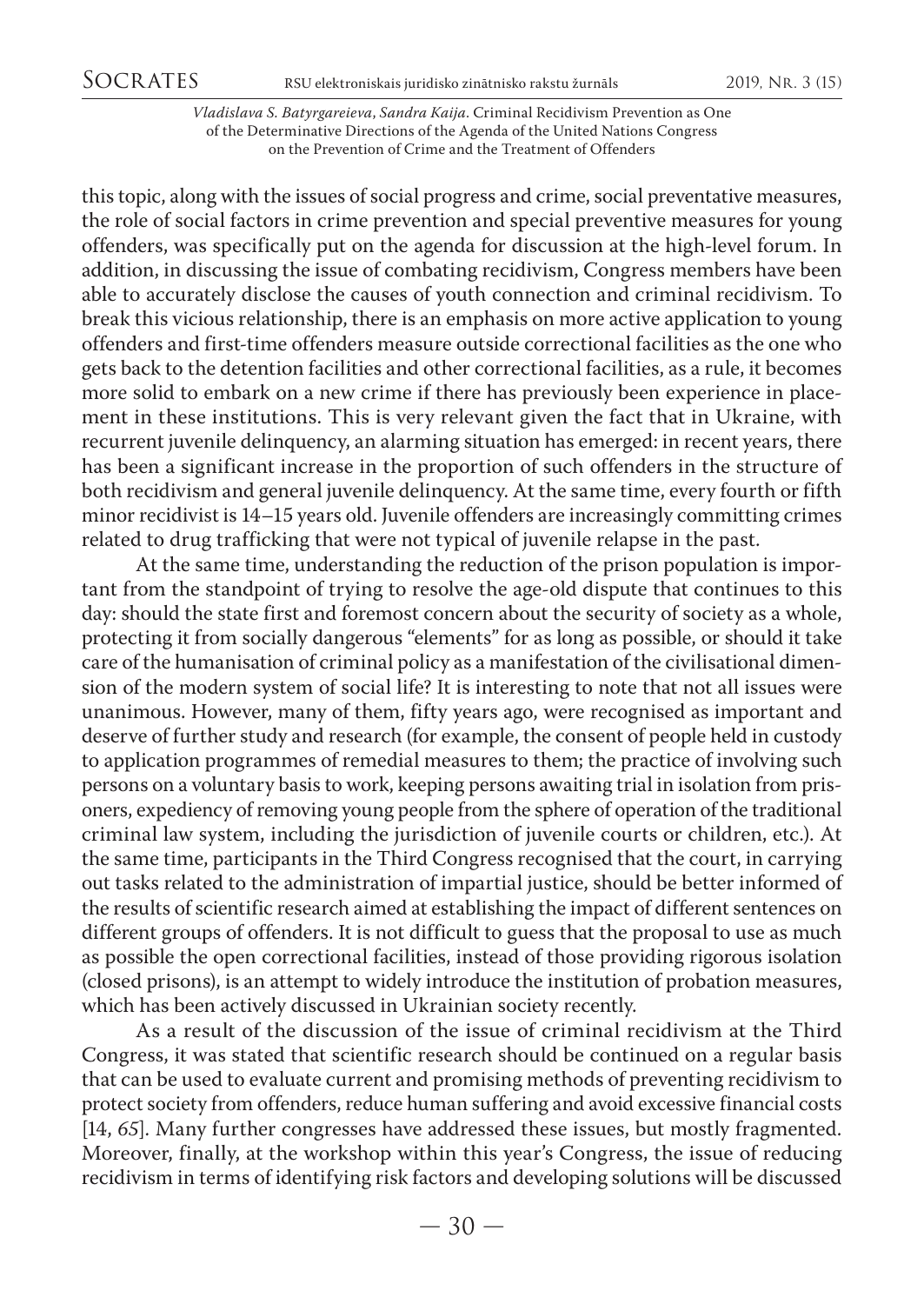this topic, along with the issues of social progress and crime, social preventative measures, the role of social factors in crime prevention and special preventive measures for young offenders, was specifically put on the agenda for discussion at the high-level forum. In addition, in discussing the issue of combating recidivism, Congress members have been able to accurately disclose the causes of youth connection and criminal recidivism. To break this vicious relationship, there is an emphasis on more active application to young offenders and first-time offenders measure outside correctional facilities as the one who gets back to the detention facilities and other correctional facilities, as a rule, it becomes more solid to embark on a new crime if there has previously been experience in placement in these institutions. This is very relevant given the fact that in Ukraine, with recurrent juvenile delinquency, an alarming situation has emerged: in recent years, there has been a significant increase in the proportion of such offenders in the structure of both recidivism and general juvenile delinquency. At the same time, every fourth or fifth minor recidivist is 14–15 years old. Juvenile offenders are increasingly committing crimes related to drug trafficking that were not typical of juvenile relapse in the past.

At the same time, understanding the reduction of the prison population is important from the standpoint of trying to resolve the age-old dispute that continues to this day: should the state first and foremost concern about the security of society as a whole, protecting it from socially dangerous "elements" for as long as possible, or should it take care of the humanisation of criminal policy as a manifestation of the civilisational dimension of the modern system of social life? It is interesting to note that not all issues were unanimous. However, many of them, fifty years ago, were recognised as important and deserve of further study and research (for example, the consent of people held in custody to application programmes of remedial measures to them; the practice of involving such persons on a voluntary basis to work, keeping persons awaiting trial in isolation from prisoners, expediency of removing young people from the sphere of operation of the traditional criminal law system, including the jurisdiction of juvenile courts or children, etc.). At the same time, participants in the Third Congress recognised that the court, in carrying out tasks related to the administration of impartial justice, should be better informed of the results of scientific research aimed at establishing the impact of different sentences on different groups of offenders. It is not difficult to guess that the proposal to use as much as possible the open correctional facilities, instead of those providing rigorous isolation (closed prisons), is an attempt to widely introduce the institution of probation measures, which has been actively discussed in Ukrainian society recently.

As a result of the discussion of the issue of criminal recidivism at the Third Congress, it was stated that scientific research should be continued on a regular basis that can be used to evaluate current and promising methods of preventing recidivism to protect society from offenders, reduce human suffering and avoid excessive financial costs [14, *65*]. Many further congresses have addressed these issues, but mostly fragmented. Moreover, finally, at the workshop within this year's Congress, the issue of reducing recidivism in terms of identifying risk factors and developing solutions will be discussed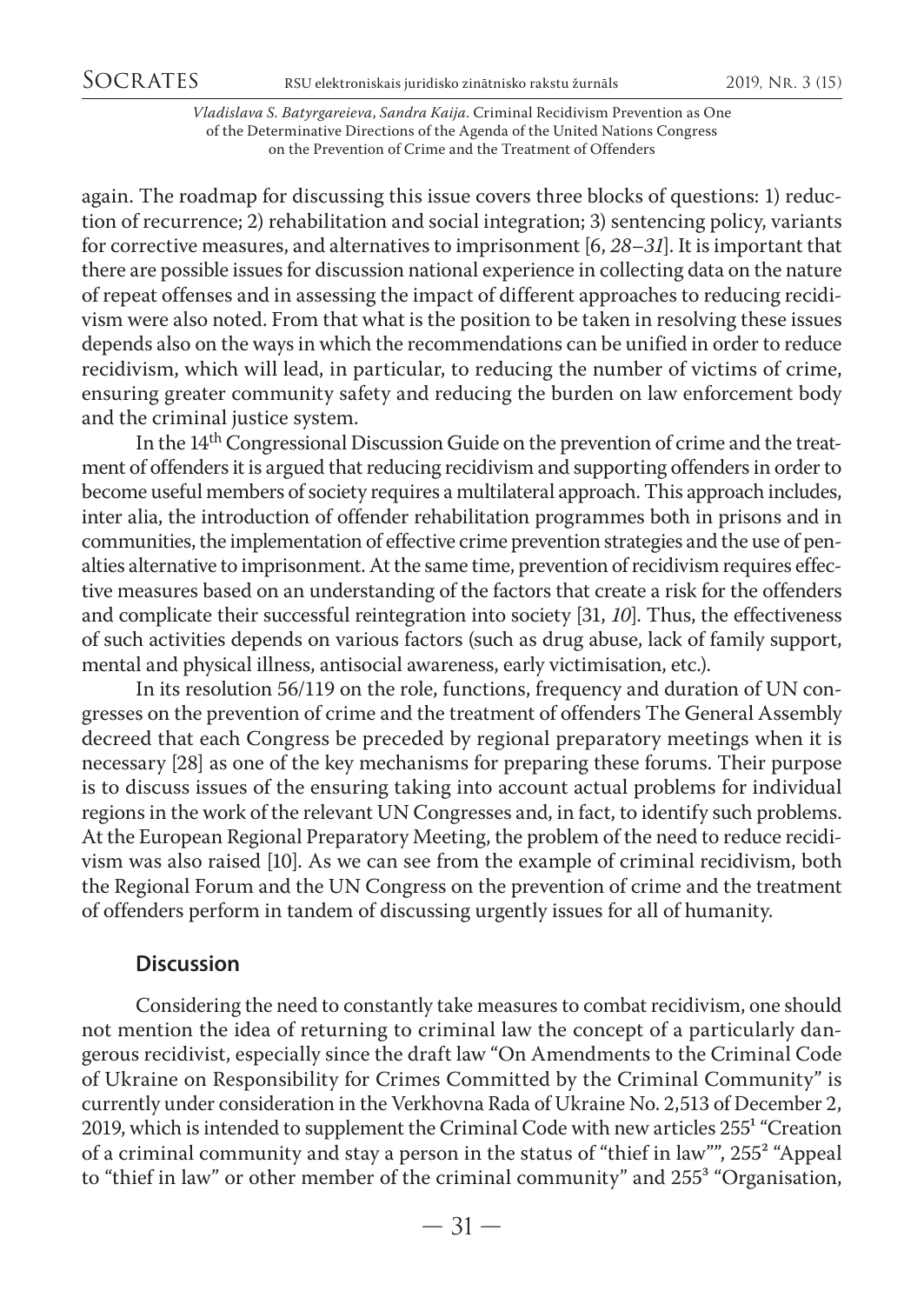again. The roadmap for discussing this issue covers three blocks of questions: 1) reduction of recurrence; 2) rehabilitation and social integration; 3) sentencing policy, variants for corrective measures, and alternatives to imprisonment [6, *28–31*]. It is important that there are possible issues for discussion national experience in collecting data on the nature of repeat offenses and in assessing the impact of different approaches to reducing recidivism were also noted. From that what is the position to be taken in resolving these issues depends also on the ways in which the recommendations can be unified in order to reduce recidivism, which will lead, in particular, to reducing the number of victims of crime, ensuring greater community safety and reducing the burden on law enforcement body and the criminal justice system.

In the 14th Congressional Discussion Guide on the prevention of crime and the treatment of offenders it is argued that reducing recidivism and supporting offenders in order to become useful members of society requires a multilateral approach. This approach includes, inter alia, the introduction of offender rehabilitation programmes both in prisons and in communities, the implementation of effective crime prevention strategies and the use of penalties alternative to imprisonment. At the same time, prevention of recidivism requires effective measures based on an understanding of the factors that create a risk for the offenders and complicate their successful reintegration into society [31, *10*]. Thus, the effectiveness of such activities depends on various factors (such as drug abuse, lack of family support, mental and physical illness, antisocial awareness, early victimisation, etc.).

In its resolution 56/119 on the role, functions, frequency and duration of UN congresses on the prevention of crime and the treatment of offenders The General Assembly decreed that each Congress be preceded by regional preparatory meetings when it is necessary [28] as one of the key mechanisms for preparing these forums. Their purpose is to discuss issues of the ensuring taking into account actual problems for individual regions in the work of the relevant UN Congresses and, in fact, to identify such problems. At the European Regional Preparatory Meeting, the problem of the need to reduce recidivism was also raised [10]. As we can see from the example of criminal recidivism, both the Regional Forum and the UN Congress on the prevention of crime and the treatment of offenders perform in tandem of discussing urgently issues for all of humanity.

## Discussion

Considering the need to constantly take measures to combat recidivism, one should not mention the idea of returning to criminal law the concept of a particularly dangerous recidivist, especially since the draft law "On Amendments to the Criminal Code of Ukraine on Responsibility for Crimes Committed by the Criminal Community" is currently under consideration in the Verkhovna Rada of Ukraine No. 2,513 of December 2, 2019, which is intended to supplement the Criminal Code with new articles 255[1] "Creation of a criminal community and stay a person in the status of "thief in law"", 255[2] "Appeal to "thief in law" or other member of the criminal community" and 255[3] "Organisation,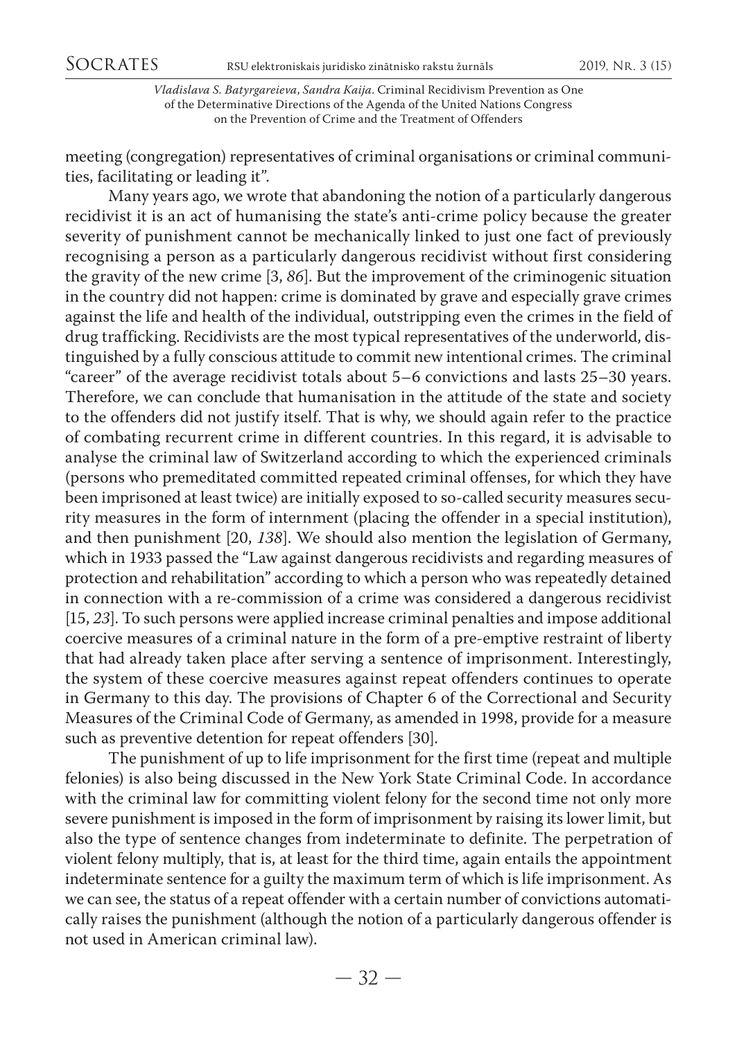meeting (congregation) representatives of criminal organisations or criminal communities, facilitating or leading it".

Many years ago, we wrote that abandoning the notion of a particularly dangerous recidivist it is an act of humanising the state's anti-crime policy because the greater severity of punishment cannot be mechanically linked to just one fact of previously recognising a person as a particularly dangerous recidivist without first considering the gravity of the new crime [3, *86*]. But the improvement of the criminogenic situation in the country did not happen: crime is dominated by grave and especially grave crimes against the life and health of the individual, outstripping even the crimes in the field of drug trafficking. Recidivists are the most typical representatives of the underworld, distinguished by a fully conscious attitude to commit new intentional crimes. The criminal "career" of the average recidivist totals about 5–6 convictions and lasts 25–30 years. Therefore, we can conclude that humanisation in the attitude of the state and society to the offenders did not justify itself. That is why, we should again refer to the practice of combating recurrent crime in different countries. In this regard, it is advisable to analyse the criminal law of Switzerland according to which the experienced criminals (persons who premeditated committed repeated criminal offenses, for which they have been imprisoned at least twice) are initially exposed to so-called security measures security measures in the form of internment (placing the offender in a special institution), and then punishment [20, *138*]. We should also mention the legislation of Germany, which in 1933 passed the "Law against dangerous recidivists and regarding measures of protection and rehabilitation" according to which a person who was repeatedly detained in connection with a re-commission of a crime was considered a dangerous recidivist [15, *23*]. To such persons were applied increase criminal penalties and impose additional coercive measures of a criminal nature in the form of a pre-emptive restraint of liberty that had already taken place after serving a sentence of imprisonment. Interestingly, the system of these coercive measures against repeat offenders continues to operate in Germany to this day. The provisions of Chapter 6 of the Correctional and Security Measures of the Criminal Code of Germany, as amended in 1998, provide for a measure such as preventive detention for repeat offenders [30].

The punishment of up to life imprisonment for the first time (repeat and multiple felonies) is also being discussed in the New York State Criminal Code. In accordance with the criminal law for committing violent felony for the second time not only more severe punishment is imposed in the form of imprisonment by raising its lower limit, but also the type of sentence changes from indeterminate to definite. The perpetration of violent felony multiply, that is, at least for the third time, again entails the appointment indeterminate sentence for a guilty the maximum term of which is life imprisonment. As we can see, the status of a repeat offender with a certain number of convictions automatically raises the punishment (although the notion of a particularly dangerous offender is not used in American criminal law).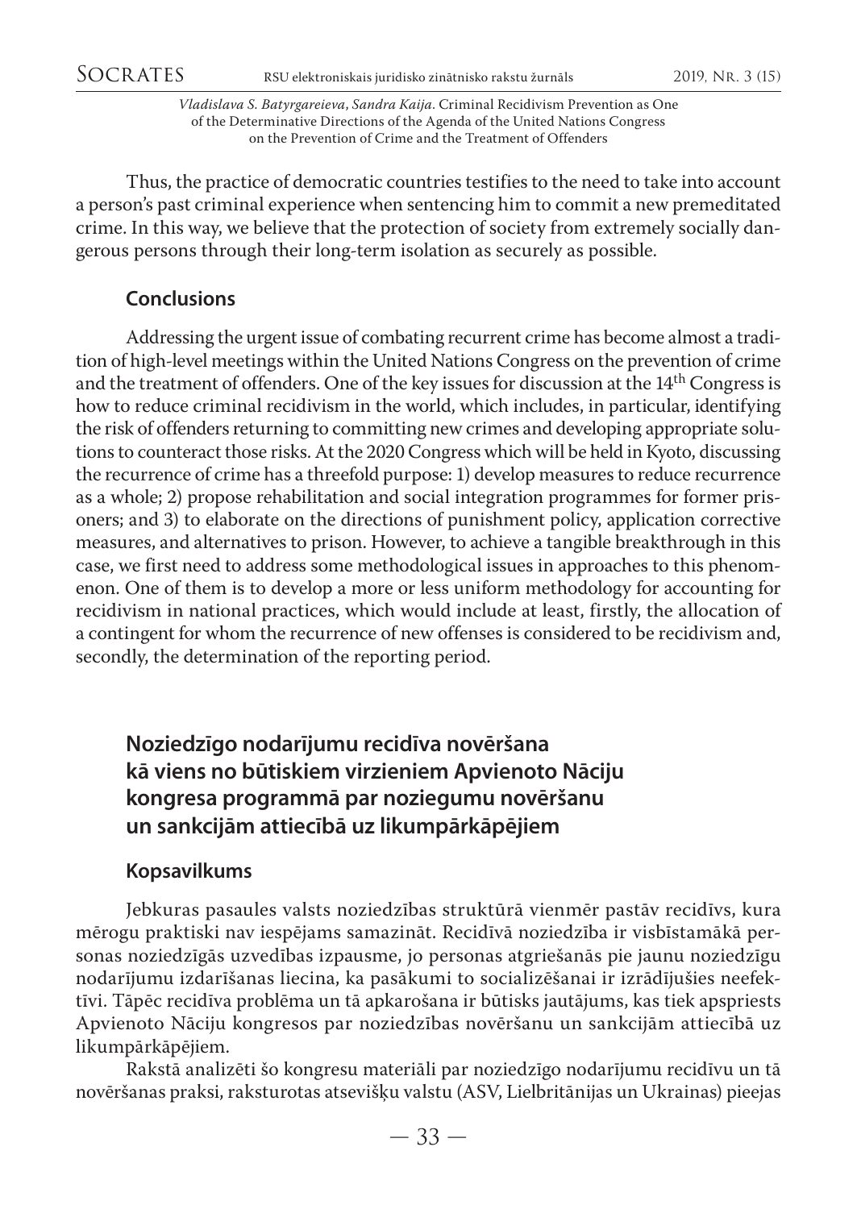Thus, the practice of democratic countries testifies to the need to take into account a person's past criminal experience when sentencing him to commit a new premeditated crime. In this way, we believe that the protection of society from extremely socially dangerous persons through their long-term isolation as securely as possible.

## Conclusions

Addressing the urgent issue of combating recurrent crime has become almost a tradition of high-level meetings within the United Nations Congress on the prevention of crime and the treatment of offenders. One of the key issues for discussion at the 14th Congress is how to reduce criminal recidivism in the world, which includes, in particular, identifying the risk of offenders returning to committing new crimes and developing appropriate solutions to counteract those risks. At the 2020 Congress which will be held in Kyoto, discussing the recurrence of crime has a threefold purpose: 1) develop measures to reduce recurrence as a whole; 2) propose rehabilitation and social integration programmes for former prisoners; and 3) to elaborate on the directions of punishment policy, application corrective measures, and alternatives to prison. However, to achieve a tangible breakthrough in this case, we first need to address some methodological issues in approaches to this phenomenon. One of them is to develop a more or less uniform methodology for accounting for recidivism in national practices, which would include at least, firstly, the allocation of a contingent for whom the recurrence of new offenses is considered to be recidivism and, secondly, the determination of the reporting period.

# Noziedzīgo nodarījumu recidīva novēršana kā viens no būtiskiem virzieniem Apvienoto Nāciju kongresa programmā par noziegumu novēršanu un sankcijām attiecībā uz likumpārkāpējiem

## Kopsavilkums

Jebkuras pasaules valsts noziedzības struktūrā vienmēr pastāv recidīvs, kura mērogu praktiski nav iespējams samazināt. Recidīvā noziedzība ir visbīstamākā personas noziedzīgās uzvedības izpausme, jo personas atgriešanās pie jaunu noziedzīgu nodarījumu izdarīšanas liecina, ka pasākumi to socializēšanai ir izrādījušies neefektīvi. Tāpēc recidīva problēma un tā apkarošana ir būtisks jautājums, kas tiek apspriests Apvienoto Nāciju kongresos par noziedzības novēršanu un sankcijām attiecībā uz likumpārkāpējiem.

Rakstā analizēti šo kongresu materiāli par noziedzīgo nodarījumu recidīvu un tā novēršanas praksi, raksturotas atsevišķu valstu (ASV, Lielbritānijas un Ukrainas) pieejas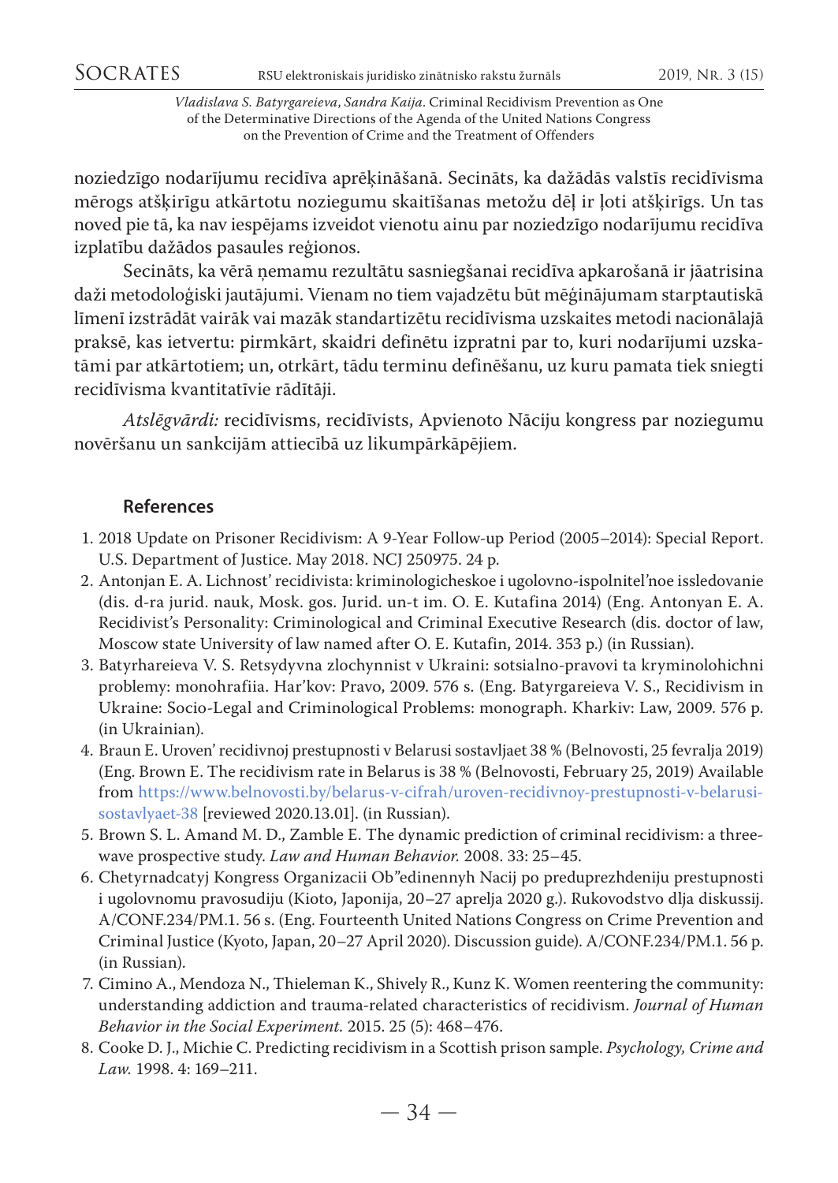noziedzīgo nodarījumu recidīva aprēķināšanā. Secināts, ka dažādās valstīs recidīvisma mērogs atšķirīgu atkārtotu noziegumu skaitīšanas metožu dēļ ir ļoti atšķirīgs. Un tas noved pie tā, ka nav iespējams izveidot vienotu ainu par noziedzīgo nodarījumu recidīva izplatību dažādos pasaules reģionos.

Secināts, ka vērā ņemamu rezultātu sasniegšanai recidīva apkarošanā ir jāatrisina daži metodoloģiski jautājumi. Vienam no tiem vajadzētu būt mēģinājumam starptautiskā līmenī izstrādāt vairāk vai mazāk standartizētu recidīvisma uzskaites metodi nacionālajā praksē, kas ietvertu: pirmkārt, skaidri definētu izpratni par to, kuri nodarījumi uzskatāmi par atkārtotiem; un, otrkārt, tādu terminu definēšanu, uz kuru pamata tiek sniegti recidīvisma kvantitatīvie rādītāji.

*Atslēgvārdi:* recidīvisms, recidīvists, Apvienoto Nāciju kongress par noziegumu novēršanu un sankcijām attiecībā uz likumpārkāpējiem.

### References

1. 2018 Update on Prisoner Recidivism: A 9-Year Follow-up Period (2005–2014): Special Report. U.S. Department of Justice. May 2018. NCJ 250975. 24 p.
2. Antonjan E. A. Lichnost' recidivista: kriminologicheskoe i ugolovno-ispolnitel'noe issledovanie (dis. d-ra jurid. nauk, Mosk. gos. Jurid. un-t im. O. E. Kutafina 2014) (Eng. Antonyan E. A. Recidivist's Personality: Criminological and Criminal Executive Research (dis. doctor of law, Moscow state University of law named after O. E. Kutafin, 2014. 353 p.) (in Russian).
3. Batyrhareieva V. S. Retsydyvna zlochynnist v Ukraini: sotsialno-pravovi ta kryminolohichni problemy: monohrafiia. Har'kov: Pravo, 2009. 576 s. (Eng. Batyrgareieva V. S., Recidivism in Ukraine: Socio-Legal and Criminological Problems: monograph. Kharkiv: Law, 2009. 576 p. (in Ukrainian).
4. Braun E. Uroven' recidivnoj prestupnosti v Belarusi sostavljaet 38 % (Belnovosti, 25 fevralja 2019) (Eng. Brown E. The recidivism rate in Belarus is 38 % (Belnovosti, February 25, 2019) Available from https://www.belnovosti.by/belarus-v-cifrah/uroven-recidivnoy-prestupnosti-v-belarusi-sostavlyaet-38 [reviewed 2020.13.01]. (in Russian).
5. Brown S. L. Amand M. D., Zamble E. The dynamic prediction of criminal recidivism: a three-wave prospective study. *Law and Human Behavior.* 2008. 33: 25–45.
6. Chetyrnadcatyj Kongress Organizacii Ob"edinennyh Nacij po preduprezhdeniju prestupnosti i ugolovnomu pravosudiju (Kioto, Japonija, 20–27 aprelja 2020 g.). Rukovodstvo dlja diskussij. A/CONF.234/PM.1. 56 s. (Eng. Fourteenth United Nations Congress on Crime Prevention and Criminal Justice (Kyoto, Japan, 20–27 April 2020). Discussion guide). A/CONF.234/PM.1. 56 p. (in Russian).
7. Cimino A., Mendoza N., Thieleman K., Shively R., Kunz K. Women reentering the community: understanding addiction and trauma-related characteristics of recidivism. *Journal of Human Behavior in the Social Experiment.* 2015. 25 (5): 468–476.
8. Cooke D. J., Michie C. Predicting recidivism in a Scottish prison sample. *Psychology, Crime and Law.* 1998. 4: 169–211.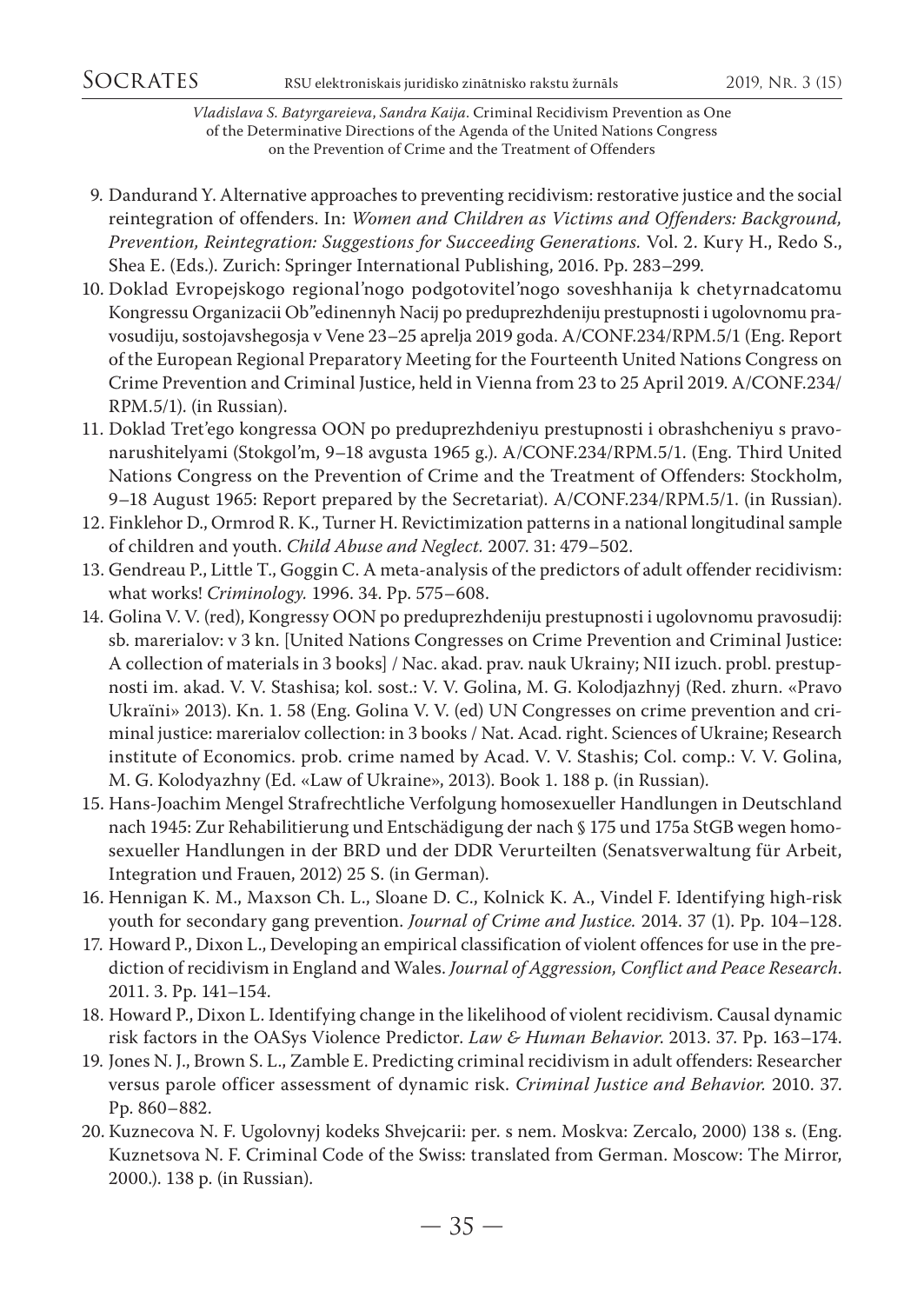9. Dandurand Y. Alternative approaches to preventing recidivism: restorative justice and the social reintegration of offenders. In: *Women and Children as Victims and Offenders: Background, Prevention, Reintegration: Suggestions for Succeeding Generations.* Vol. 2. Kury H., Redo S., Shea E. (Eds.). Zurich: Springer International Publishing, 2016. Pp. 283–299.
10. Doklad Evropejskogo regional'nogo podgotovitel'nogo soveshhanija k chetyrnadcatomu Kongressu Organizacii Ob"edinennyh Nacij po preduprezhdeniju prestupnosti i ugolovnomu pravosudiju, sostojavshegosja v Vene 23–25 aprelja 2019 goda. A/CONF.234/RPM.5/1 (Eng. Report of the European Regional Preparatory Meeting for the Fourteenth United Nations Congress on Crime Prevention and Criminal Justice, held in Vienna from 23 to 25 April 2019. A/CONF.234/RPM.5/1). (in Russian).
11. Doklad Tret'ego kongressa OON po preduprezhdeniyu prestupnosti i obrashcheniyu s pravonarushitelyami (Stokgol'm, 9–18 avgusta 1965 g.). A/CONF.234/RPM.5/1. (Eng. Third United Nations Congress on the Prevention of Crime and the Treatment of Offenders: Stockholm, 9–18 August 1965: Report prepared by the Secretariat). A/CONF.234/RPM.5/1. (in Russian).
12. Finklehor D., Ormrod R. K., Turner H. Revictimization patterns in a national longitudinal sample of children and youth. *Child Abuse and Neglect.* 2007. 31: 479–502.
13. Gendreau P., Little T., Goggin C. A meta-analysis of the predictors of adult offender recidivism: what works! *Criminology.* 1996. 34. Pp. 575–608.
14. Golina V. V. (red), Kongressy OON po preduprezhdeniju prestupnosti i ugolovnomu pravosudij: sb. marerialov: v 3 kn. [United Nations Congresses on Crime Prevention and Criminal Justice: A collection of materials in 3 books] / Nac. akad. prav. nauk Ukrainy; NII izuch. probl. prestupnosti im. akad. V. V. Stashisa; kol. sost.: V. V. Golina, M. G. Kolodjazhnyj (Red. zhurn. «Pravo Ukraïni» 2013). Kn. 1. 58 (Eng. Golina V. V. (ed) UN Congresses on crime prevention and criminal justice: marerialov collection: in 3 books / Nat. Acad. right. Sciences of Ukraine; Research institute of Economics. prob. crime named by Acad. V. V. Stashis; Col. comp.: V. V. Golina, M. G. Kolodyazhny (Ed. «Law of Ukraine», 2013). Book 1. 188 p. (in Russian).
15. Hans-Joachim Mengel Strafrechtliche Verfolgung homosexueller Handlungen in Deutschland nach 1945: Zur Rehabilitierung und Entschädigung der nach § 175 und 175a StGB wegen homosexueller Handlungen in der BRD und der DDR Verurteilten (Senatsverwaltung für Arbeit, Integration und Frauen, 2012) 25 S. (in German).
16. Hennigan K. M., Maxson Ch. L., Sloane D. C., Kolnick K. A., Vindel F. Identifying high-risk youth for secondary gang prevention. *Journal of Crime and Justice.* 2014. 37 (1). Pp. 104–128.
17. Howard P., Dixon L., Developing an empirical classification of violent offences for use in the prediction of recidivism in England and Wales. *Journal of Aggression, Conflict and Peace Research*. 2011. 3. Pp. 141–154.
18. Howard P., Dixon L. Identifying change in the likelihood of violent recidivism. Causal dynamic risk factors in the OASys Violence Predictor. *Law & Human Behavior.* 2013. 37. Pp. 163–174.
19. Jones N. J., Brown S. L., Zamble E. Predicting criminal recidivism in adult offenders: Researcher versus parole officer assessment of dynamic risk. *Criminal Justice and Behavior.* 2010. 37. Pp. 860–882.
20. Kuznecova N. F. Ugolovnyj kodeks Shvejcarii: per. s nem. Moskva: Zercalo, 2000) 138 s. (Eng. Kuznetsova N. F. Criminal Code of the Swiss: translated from German. Moscow: The Mirror, 2000.). 138 p. (in Russian).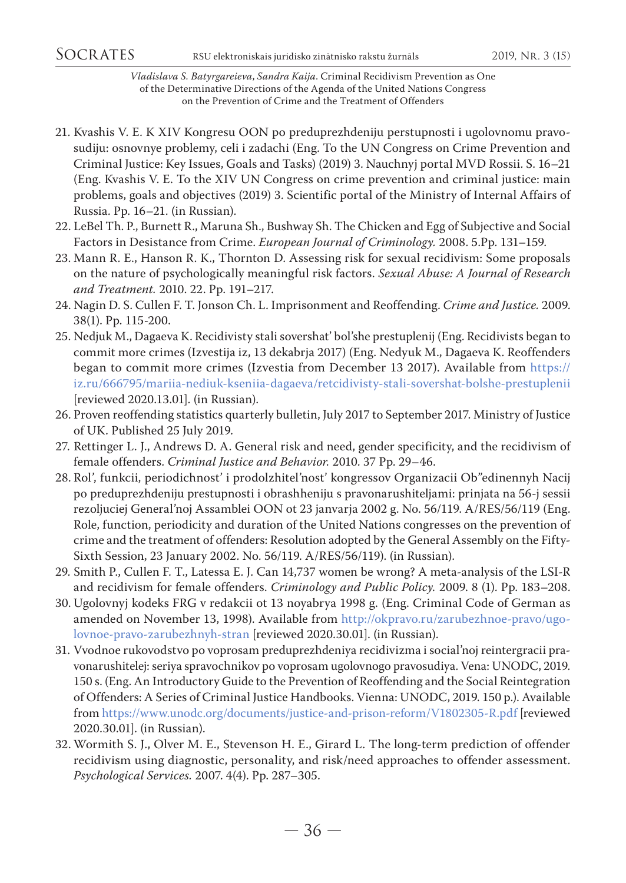21. Kvashis V. E. K XIV Kongresu OON po preduprezhdeniju perstupnosti i ugolovnomu pravosudiju: osnovnye problemy, celi i zadachi (Eng. To the UN Congress on Crime Prevention and Criminal Justice: Key Issues, Goals and Tasks) (2019) 3. Nauchnyj portal MVD Rossii. S. 16–21 (Eng. Kvashis V. E. To the XIV UN Congress on crime prevention and criminal justice: main problems, goals and objectives (2019) 3. Scientific portal of the Ministry of Internal Affairs of Russia. Pp. 16–21. (in Russian).
22. LeBel Th. P., Burnett R., Maruna Sh., Bushway Sh. The Chicken and Egg of Subjective and Social Factors in Desistance from Crime. *European Journal of Criminology.* 2008. 5.Pp. 131–159.
23. Mann R. E., Hanson R. K., Thornton D. Assessing risk for sexual recidivism: Some proposals on the nature of psychologically meaningful risk factors. *Sexual Abuse: A Journal of Research and Treatment.* 2010. 22. Pp. 191–217.
24. Nagin D. S. Cullen F. T. Jonson Ch. L. Imprisonment and Reoffending. *Crime and Justice.* 2009. 38(1). Pp. 115-200.
25. Nedjuk M., Dagaeva K. Recidivisty stali sovershat' bol'she prestuplenij (Eng. Recidivists began to commit more crimes (Izvestija iz, 13 dekabrja 2017) (Eng. Nedyuk M., Dagaeva K. Reoffenders began to commit more crimes (Izvestia from December 13 2017). Available from https://iz.ru/666795/mariia-nediuk-kseniia-dagaeva/retcidivisty-stali-sovershat-bolshe-prestuplenii [reviewed 2020.13.01]. (in Russian).
26. Proven reoffending statistics quarterly bulletin, July 2017 to September 2017. Ministry of Justice of UK. Published 25 July 2019.
27. Rettinger L. J., Andrews D. A. General risk and need, gender specificity, and the recidivism of female offenders. *Criminal Justice and Behavior.* 2010. 37 Pp. 29–46.
28. Rol', funkcii, periodichnost' i prodolzhitel'nost' kongressov Organizacii Ob"edinennyh Nacij po preduprezhdeniju prestupnosti i obrashheniju s pravonarushiteljami: prinjata na 56-j sessii rezoljuciej General'noj Assamblei OON ot 23 janvarja 2002 g. No. 56/119. A/RES/56/119 (Eng. Role, function, periodicity and duration of the United Nations congresses on the prevention of crime and the treatment of offenders: Resolution adopted by the General Assembly on the Fifty-Sixth Session, 23 January 2002. No. 56/119. A/RES/56/119). (in Russian).
29. Smith P., Cullen F. T., Latessa E. J. Can 14,737 women be wrong? A meta-analysis of the LSI-R and recidivism for female offenders. *Criminology and Public Policy.* 2009. 8 (1). Pp. 183–208.
30. Ugolovnyj kodeks FRG v redakcii ot 13 noyabrya 1998 g. (Eng. Criminal Code of German as amended on November 13, 1998). Available from http://okpravo.ru/zarubezhnoe-pravo/ugolovnoe-pravo-zarubezhnyh-stran [reviewed 2020.30.01]. (in Russian).
31. Vvodnoe rukovodstvo po voprosam preduprezhdeniya recidivizma i social'noj reintergracii pravonarushitelej: seriya spravochnikov po voprosam ugolovnogo pravosudiya. Vena: UNODC, 2019. 150 s. (Eng. An Introductory Guide to the Prevention of Reoffending and the Social Reintegration of Offenders: A Series of Criminal Justice Handbooks. Vienna: UNODC, 2019. 150 p.). Available from https://www.unodc.org/documents/justice-and-prison-reform/V1802305-R.pdf [reviewed 2020.30.01]. (in Russian).
32. Wormith S. J., Olver M. E., Stevenson H. E., Girard L. The long-term prediction of offender recidivism using diagnostic, personality, and risk/need approaches to offender assessment. *Psychological Services.* 2007. 4(4). Pp. 287–305.